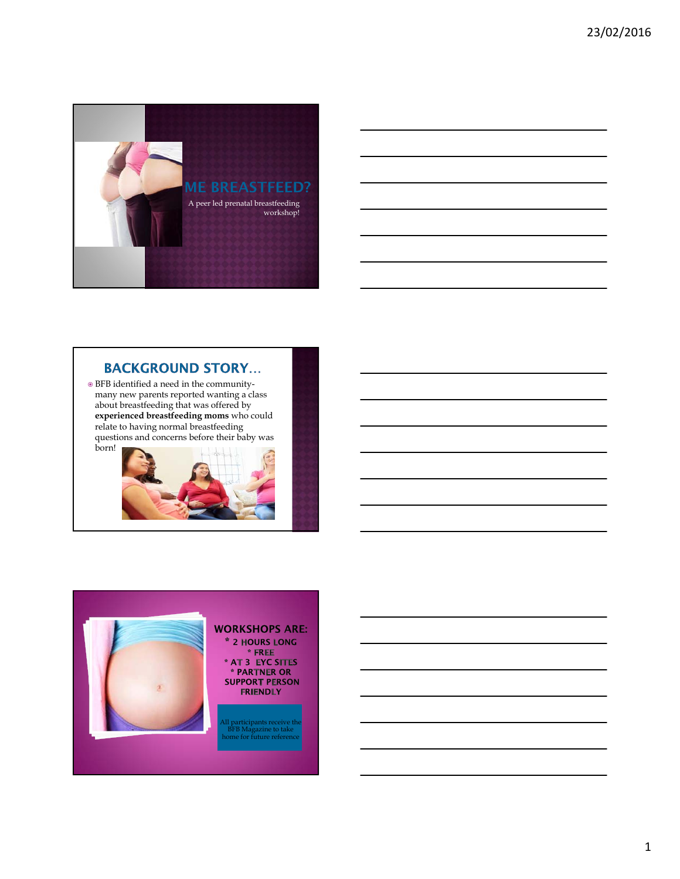# ME BREASTFEED?

A peer led prenatal breastfeeding workshop!

## BACKGROUND STORY…

- BFB identified a need in the community- many new parents reported wanting a class about breastfeeding that was offered by **experienced breastfeeding moms** who could relate to having normal breastfeeding questions and concerns before their baby was born!

## WORKSHOPS ARE:

* 2 HOURS LONG
* FREE
* AT 3 EYC SITES
* PARTNER OR SUPPORT PERSON FRIENDLY

All participants receive the BFB Magazine to take home for future reference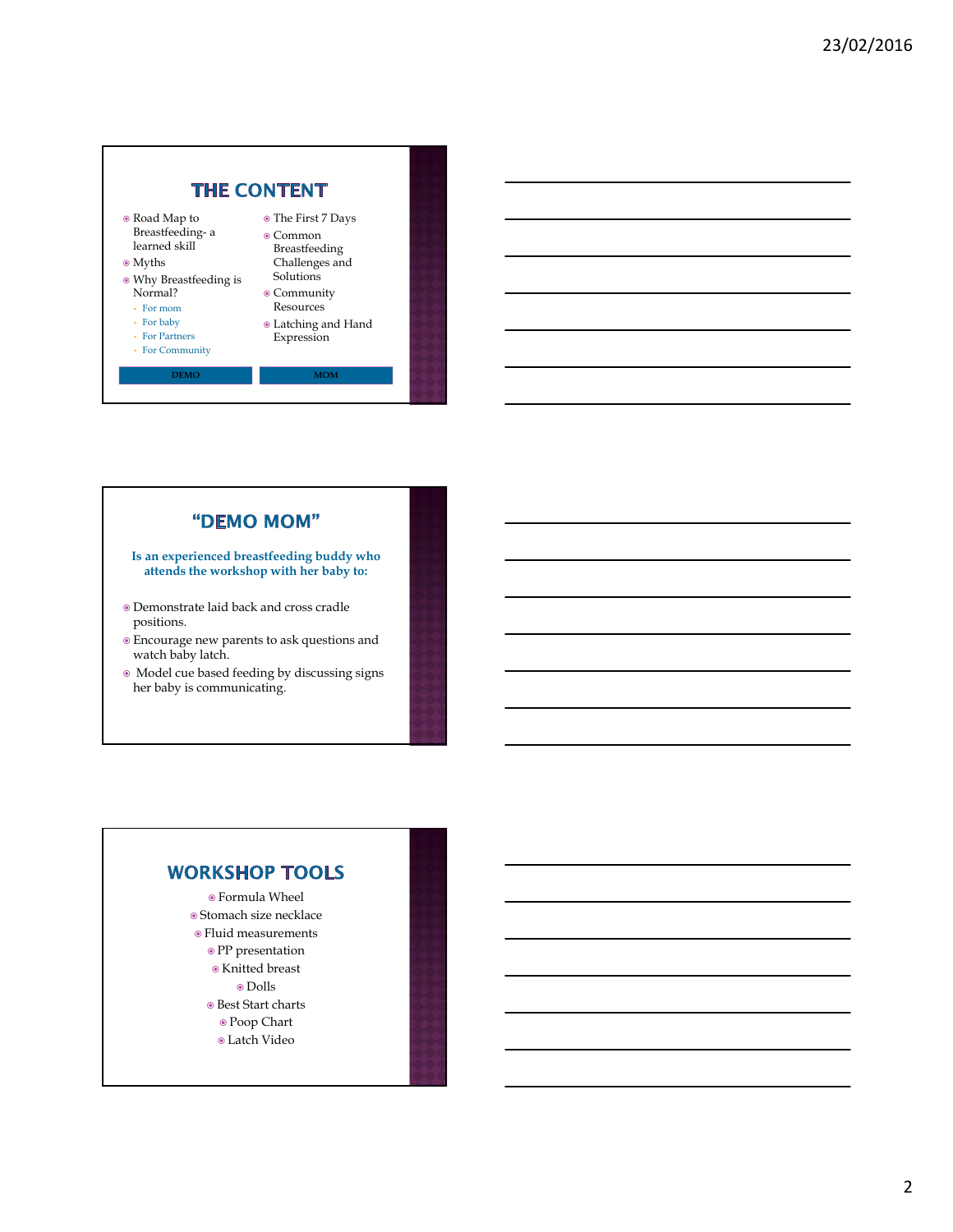## THE CONTENT

- Road Map to Breastfeeding- a learned skill
- Myths
- Why Breastfeeding is Normal?
  - For mom
  - For baby
  - For Partners
  - For Community
- The First 7 Days
- Common Breastfeeding Challenges and Solutions
- Community Resources
- Latching and Hand Expression

DEMO MOM

## "DEMO MOM"

**Is an experienced breastfeeding buddy who attends the workshop with her baby to:**

- Demonstrate laid back and cross cradle positions.
- Encourage new parents to ask questions and watch baby latch.
- Model cue based feeding by discussing signs her baby is communicating.

## WORKSHOP TOOLS

- Formula Wheel
- Stomach size necklace
- Fluid measurements
- PP presentation
- Knitted breast
- Dolls
- Best Start charts
- Poop Chart
- Latch Video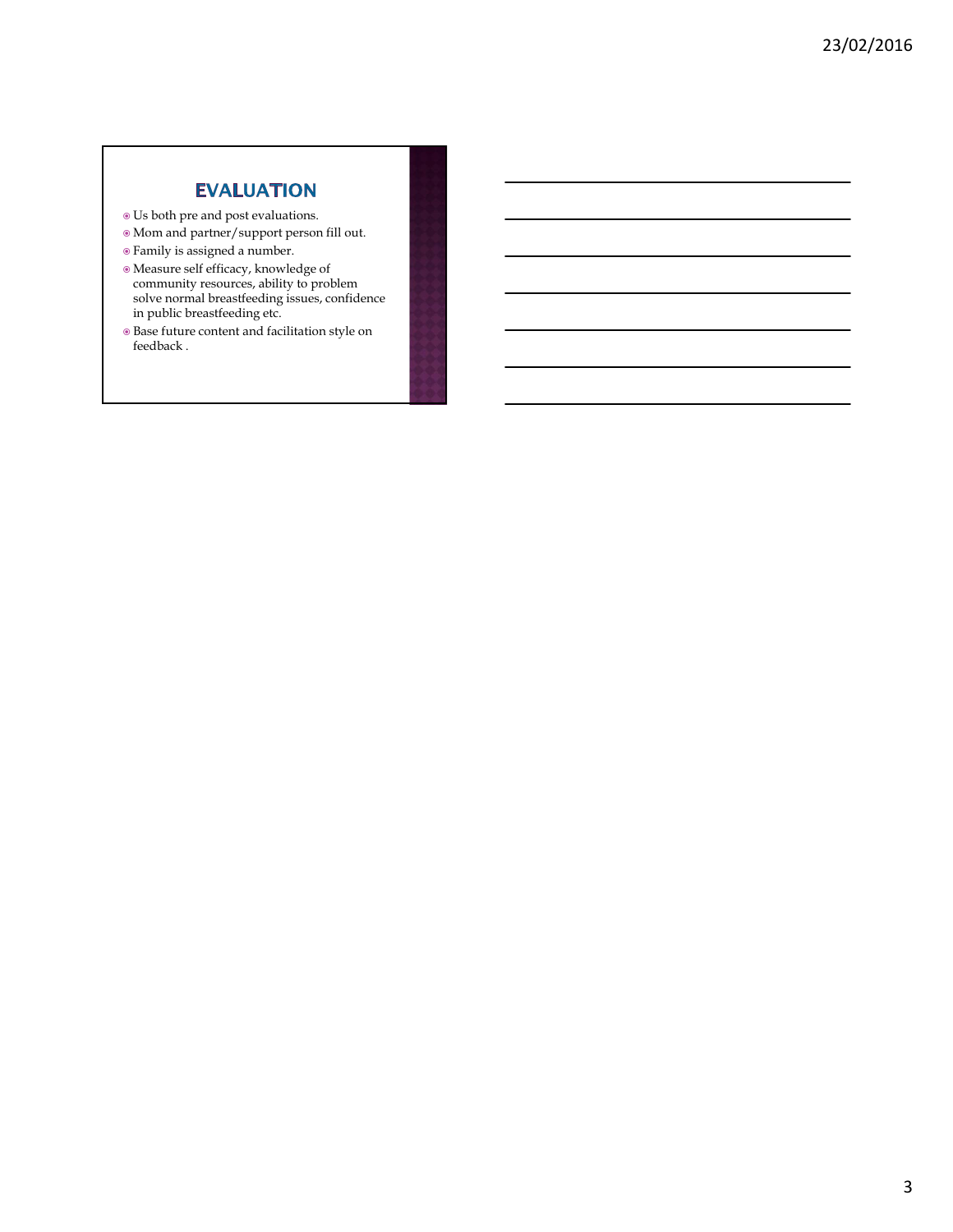## EVALUATION

- Us both pre and post evaluations.
- Mom and partner/support person fill out.
- Family is assigned a number.
- Measure self efficacy, knowledge of community resources, ability to problem solve normal breastfeeding issues, confidence in public breastfeeding etc.
- Base future content and facilitation style on feedback .